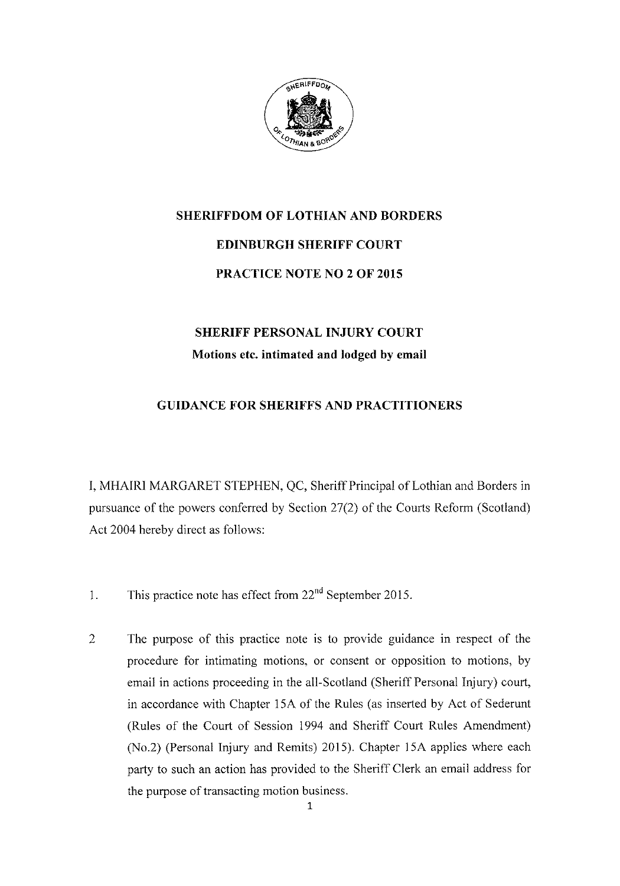# SHERIFFDOM OF LOTHIAN AND BORDERS

## EDINBURGH SHERIFF COURT

## PRACTICE NOTE NO 2 OF 2015

## SHERIFF PERSONAL INJURY COURT

**Motions etc. intimated and lodged by email**

## GUIDANCE FOR SHERIFFS AND PRACTITIONERS

I, MHAIRI MARGARET STEPHEN, QC, Sheriff Principal of Lothian and Borders in pursuance of the powers conferred by Section 27(2) of the Courts Reform (Scotland) Act 2004 hereby direct as follows:

1. This practice note has effect from 22nd September 2015.

2 The purpose of this practice note is to provide guidance in respect of the procedure for intimating motions, or consent or opposition to motions, by email in actions proceeding in the all-Scotland (Sheriff Personal Injury) court, in accordance with Chapter 15A of the Rules (as inserted by Act of Sederunt (Rules of the Court of Session 1994 and Sheriff Court Rules Amendment) (No.2) (Personal Injury and Remits) 2015). Chapter 15A applies where each party to such an action has provided to the Sheriff Clerk an email address for the purpose of transacting motion business.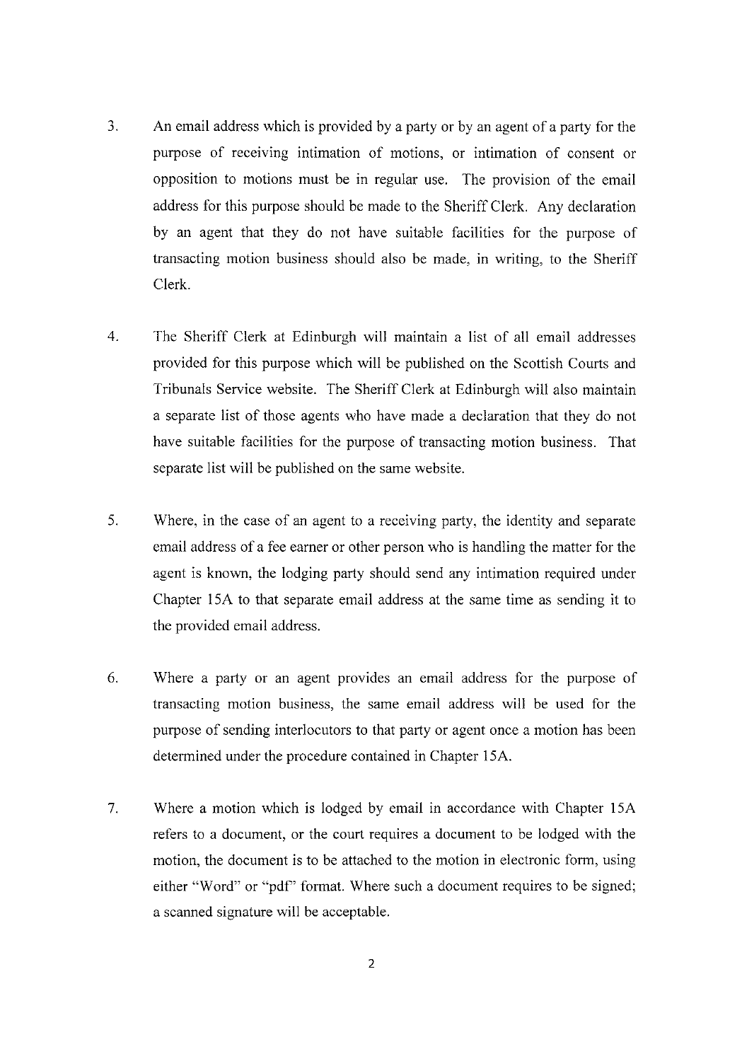3. An email address which is provided by a party or by an agent of a party for the purpose of receiving intimation of motions, or intimation of consent or opposition to motions must be in regular use. The provision of the email address for this purpose should be made to the Sheriff Clerk. Any declaration by an agent that they do not have suitable facilities for the purpose of transacting motion business should also be made, in writing, to the Sheriff Clerk.

4. The Sheriff Clerk at Edinburgh will maintain a list of all email addresses provided for this purpose which will be published on the Scottish Courts and Tribunals Service website. The Sheriff Clerk at Edinburgh will also maintain a separate list of those agents who have made a declaration that they do not have suitable facilities for the purpose of transacting motion business. That separate list will be published on the same website.

5. Where, in the case of an agent to a receiving party, the identity and separate email address of a fee earner or other person who is handling the matter for the agent is known, the lodging party should send any intimation required under Chapter 15A to that separate email address at the same time as sending it to the provided email address.

6. Where a party or an agent provides an email address for the purpose of transacting motion business, the same email address will be used for the purpose of sending interlocutors to that party or agent once a motion has been determined under the procedure contained in Chapter 15A.

7. Where a motion which is lodged by email in accordance with Chapter 15A refers to a document, or the court requires a document to be lodged with the motion, the document is to be attached to the motion in electronic form, using either "Word" or "pdf" format. Where such a document requires to be signed; a scanned signature will be acceptable.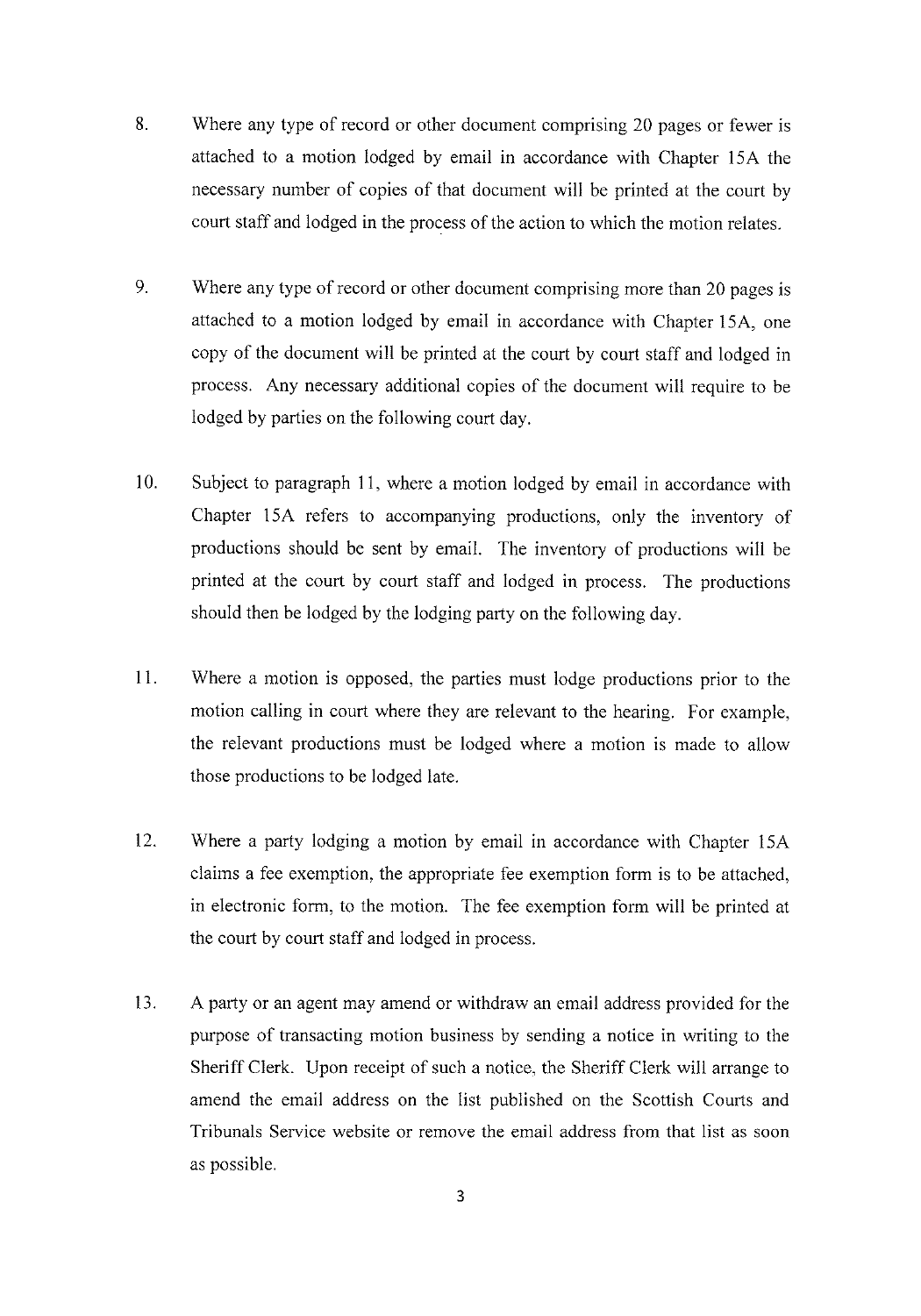8. Where any type of record or other document comprising 20 pages or fewer is attached to a motion lodged by email in accordance with Chapter 15A the necessary number of copies of that document will be printed at the court by court staff and lodged in the process of the action to which the motion relates.

9. Where any type of record or other document comprising more than 20 pages is attached to a motion lodged by email in accordance with Chapter 15A, one copy of the document will be printed at the court by court staff and lodged in process. Any necessary additional copies of the document will require to be lodged by parties on the following court day.

10. Subject to paragraph 11, where a motion lodged by email in accordance with Chapter 15A refers to accompanying productions, only the inventory of productions should be sent by email. The inventory of productions will be printed at the court by court staff and lodged in process. The productions should then be lodged by the lodging party on the following day.

11. Where a motion is opposed, the parties must lodge productions prior to the motion calling in court where they are relevant to the hearing. For example, the relevant productions must be lodged where a motion is made to allow those productions to be lodged late.

12. Where a party lodging a motion by email in accordance with Chapter 15A claims a fee exemption, the appropriate fee exemption form is to be attached, in electronic form, to the motion. The fee exemption form will be printed at the court by court staff and lodged in process.

13. A party or an agent may amend or withdraw an email address provided for the purpose of transacting motion business by sending a notice in writing to the Sheriff Clerk. Upon receipt of such a notice, the Sheriff Clerk will arrange to amend the email address on the list published on the Scottish Courts and Tribunals Service website or remove the email address from that list as soon as possible.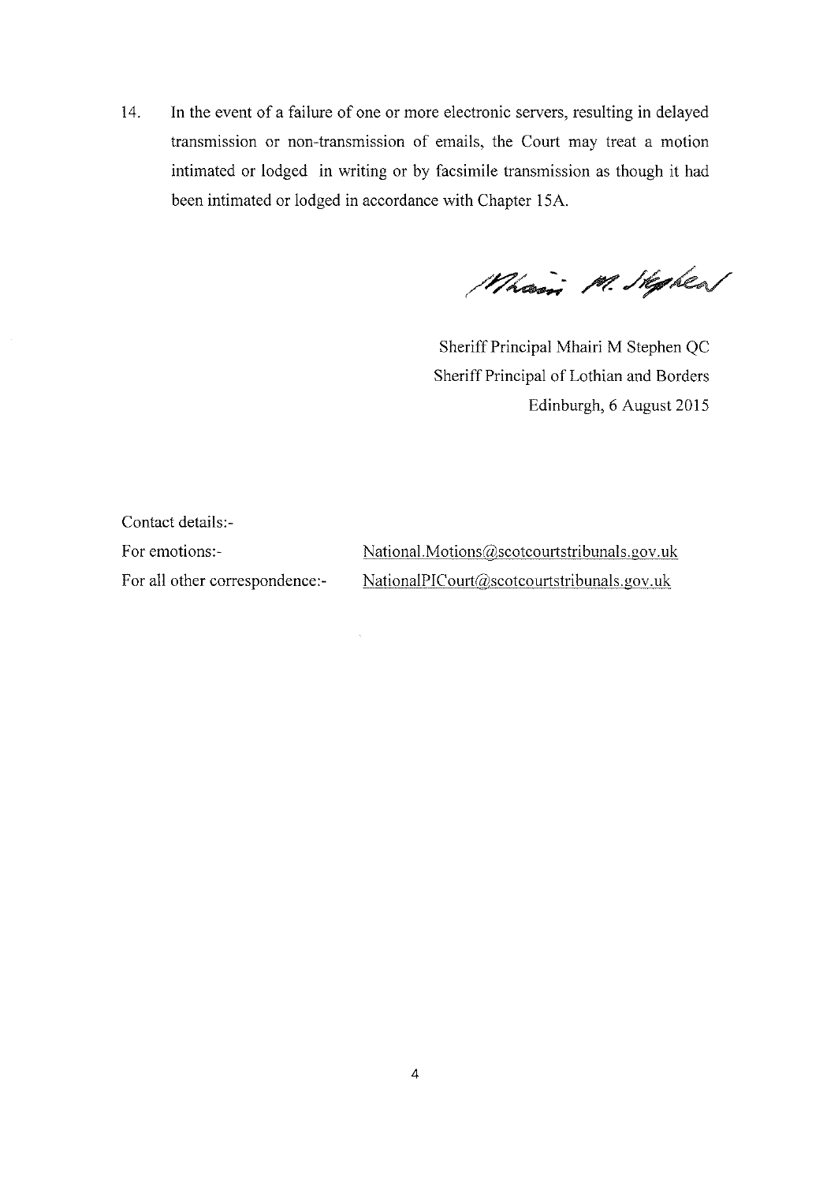14. In the event of a failure of one or more electronic servers, resulting in delayed transmission or non-transmission of emails, the Court may treat a motion intimated or lodged in writing or by facsimile transmission as though it had been intimated or lodged in accordance with Chapter 15A.

Sheriff Principal Mhairi M Stephen QC
Sheriff Principal of Lothian and Borders
Edinburgh, 6 August 2015

Contact details:-

For emotions:- National.Motions@scotcourtstribunals.gov.uk

For all other correspondence:- NationalPICourt@scotcourtstribunals.gov.uk